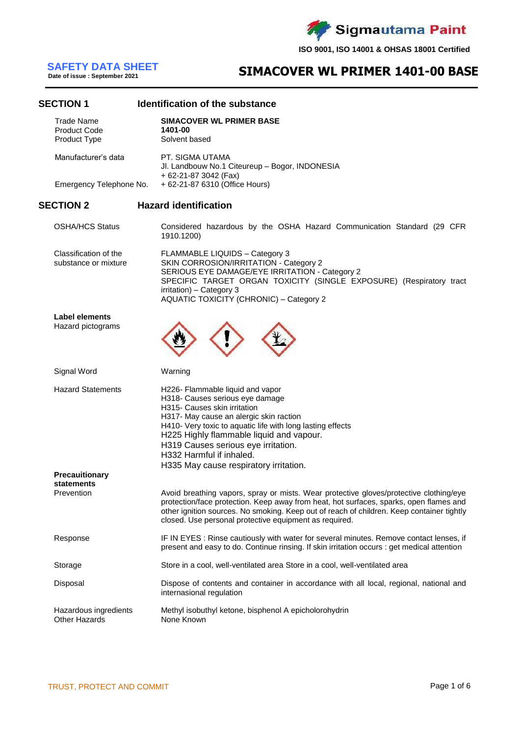Sigmautama Paint

ISO 9001, ISO 14001 & OHSAS 18001 Certified

# SAFETY DATA SHEET

**Date of issue : September 2021**

# SIMACOVER WL PRIMER 1401-00 BASE

## SECTION 1 Identification of the substance

| | |
|---|---|
| Trade Name | **SIMACOVER WL PRIMER BASE** |
| Product Code | **1401-00** |
| Product Type | Solvent based |
| Manufacturer's data | PT. SIGMA UTAMA<br>Jl. Landbouw No.1 Citeureup – Bogor, INDONESIA<br>+ 62-21-87 3042 (Fax) |
| Emergency Telephone No. | + 62-21-87 6310 (Office Hours) |

## SECTION 2 Hazard identification

**OSHA/HCS Status**

Considered hazardous by the OSHA Hazard Communication Standard (29 CFR 1910.1200)

**Classification of the substance or mixture**

FLAMMABLE LIQUIDS – Category 3
SKIN CORROSION/IRRITATION - Category 2
SERIOUS EYE DAMAGE/EYE IRRITATION - Category 2
SPECIFIC TARGET ORGAN TOXICITY (SINGLE EXPOSURE) (Respiratory tract irritation) – Category 3
AQUATIC TOXICITY (CHRONIC) – Category 2

**Label elements**

Hazard pictograms

**Signal Word**

Warning

**Hazard Statements**

H226- Flammable liquid and vapor
H318- Causes serious eye damage
H315- Causes skin irritation
H317- May cause an alergic skin raction
H410- Very toxic to aquatic life with long lasting effects
H225 Highly flammable liquid and vapour.
H319 Causes serious eye irritation.
H332 Harmful if inhaled.
H335 May cause respiratory irritation.

**Precauitionary statements**

**Prevention**

Avoid breathing vapors, spray or mists. Wear protective gloves/protective clothing/eye protection/face protection. Keep away from heat, hot surfaces, sparks, open flames and other ignition sources. No smoking. Keep out of reach of children. Keep container tightly closed. Use personal protective equipment as required.

**Response**

IF IN EYES : Rinse cautiously with water for several minutes. Remove contact lenses, if present and easy to do. Continue rinsing. If skin irritation occurs : get medical attention

**Storage**

Store in a cool, well-ventilated area Store in a cool, well-ventilated area

**Disposal**

Dispose of contents and container in accordance with all local, regional, national and internasional regulation

**Hazardous ingredients**

Methyl isobuthyl ketone, bisphenol A epicholorohydrin

**Other Hazards**

None Known

TRUST, PROTECT AND COMMIT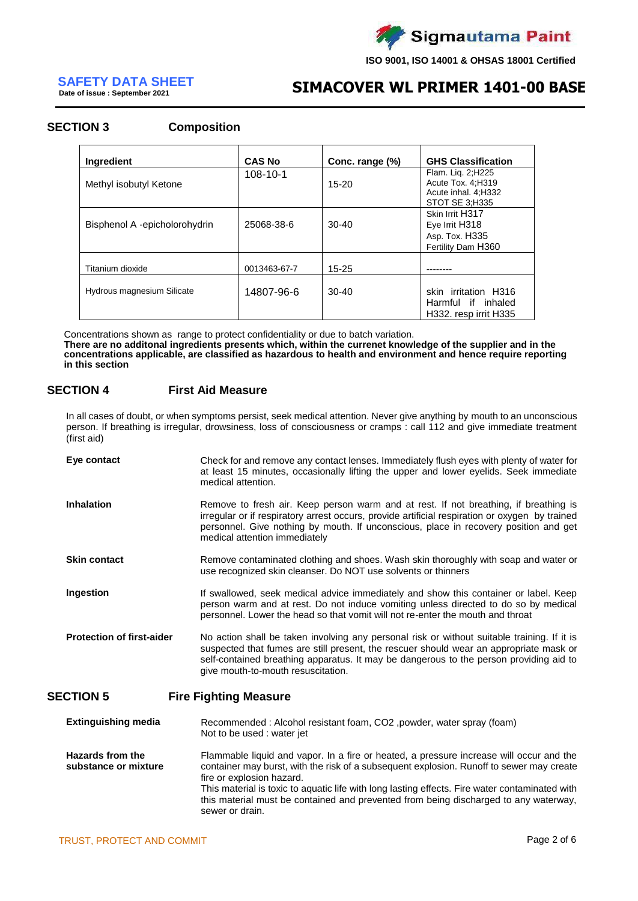## SECTION 3 Composition

| Ingredient | CAS No | Conc. range (%) | GHS Classification |
|---|---|---|---|
| Methyl isobutyl Ketone | 108-10-1 | 15-20 | Flam. Liq. 2;H225<br>Acute Tox. 4;H319<br>Acute inhal. 4;H332<br>STOT SE 3;H335 |
| Bisphenol A -epicholorohydrin | 25068-38-6 | 30-40 | Skin Irrit H317<br>Eye Irrit H318<br>Asp. Tox. H335<br>Fertility Dam H360 |
| Titanium dioxide | 0013463-67-7 | 15-25 | -------- |
| Hydrous magnesium Silicate | 14807-96-6 | 30-40 | skin irritation H316<br>Harmful if inhaled<br>H332. resp irrit H335 |

Concentrations shown as range to protect confidentiality or due to batch variation.

**There are no additonal ingredients presents which, within the currenet knowledge of the supplier and in the concentrations applicable, are classified as hazardous to health and environment and hence require reporting in this section**

## SECTION 4 First Aid Measure

In all cases of doubt, or when symptoms persist, seek medical attention. Never give anything by mouth to an unconscious person. If breathing is irregular, drowsiness, loss of consciousness or cramps : call 112 and give immediate treatment (first aid)

**Eye contact**
Check for and remove any contact lenses. Immediately flush eyes with plenty of water for at least 15 minutes, occasionally lifting the upper and lower eyelids. Seek immediate medical attention.

**Inhalation**
Remove to fresh air. Keep person warm and at rest. If not breathing, if breathing is irregular or if respiratory arrest occurs, provide artificial respiration or oxygen by trained personnel. Give nothing by mouth. If unconscious, place in recovery position and get medical attention immediately

**Skin contact**
Remove contaminated clothing and shoes. Wash skin thoroughly with soap and water or use recognized skin cleanser. Do NOT use solvents or thinners

**Ingestion**
If swallowed, seek medical advice immediately and show this container or label. Keep person warm and at rest. Do not induce vomiting unless directed to do so by medical personnel. Lower the head so that vomit will not re-enter the mouth and throat

**Protection of first-aider**
No action shall be taken involving any personal risk or without suitable training. If it is suspected that fumes are still present, the rescuer should wear an appropriate mask or self-contained breathing apparatus. It may be dangerous to the person providing aid to give mouth-to-mouth resuscitation.

## SECTION 5 Fire Fighting Measure

**Extinguishing media**
Recommended : Alcohol resistant foam, CO2 ,powder, water spray (foam)
Not to be used : water jet

**Hazards from the substance or mixture**
Flammable liquid and vapor. In a fire or heated, a pressure increase will occur and the container may burst, with the risk of a subsequent explosion. Runoff to sewer may create fire or explosion hazard.
This material is toxic to aquatic life with long lasting effects. Fire water contaminated with this material must be contained and prevented from being discharged to any waterway, sewer or drain.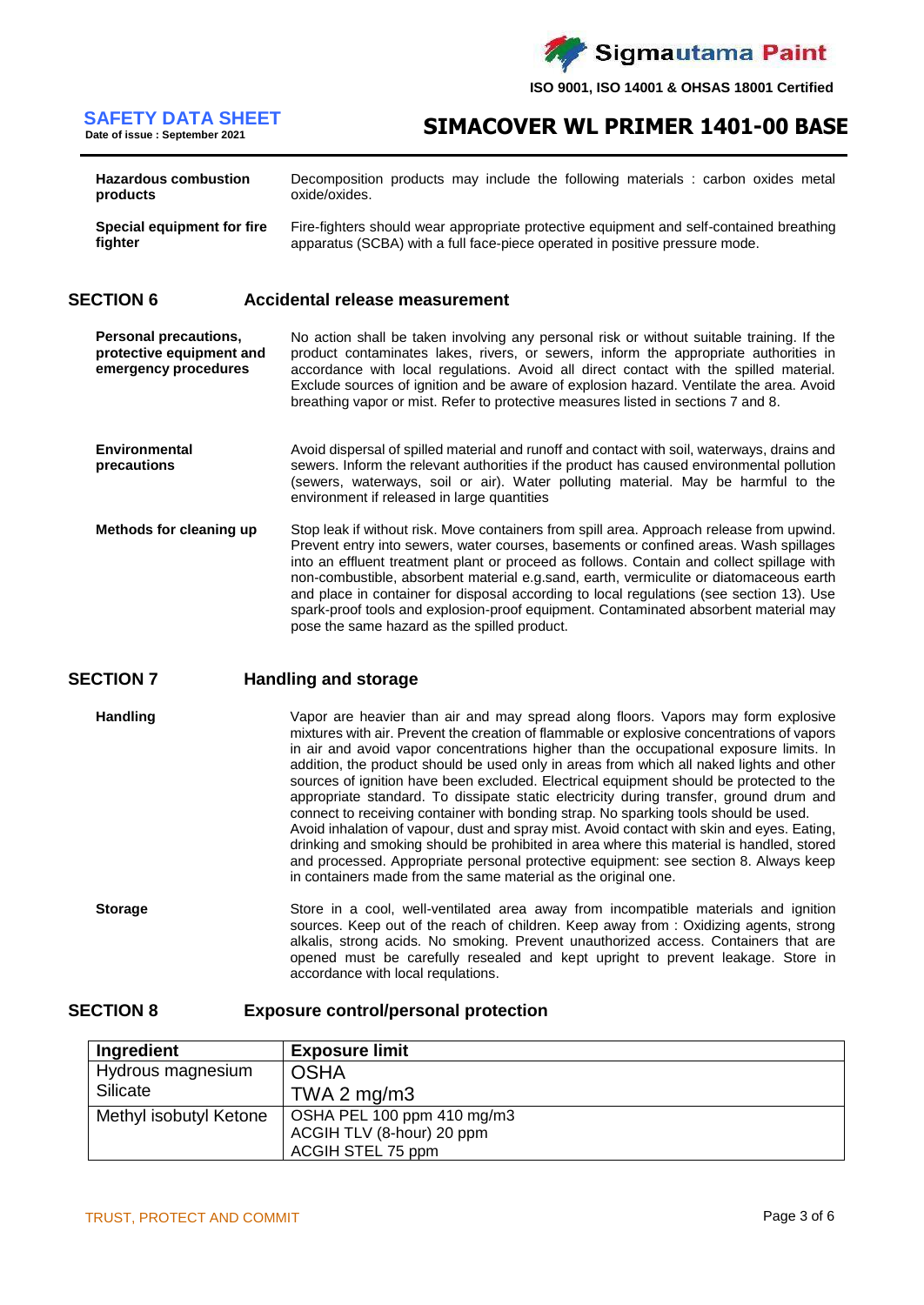| | |
|---|---|
| **Hazardous combustion products** | Decomposition products may include the following materials : carbon oxides metal oxide/oxides. |
| **Special equipment for fire fighter** | Fire-fighters should wear appropriate protective equipment and self-contained breathing apparatus (SCBA) with a full face-piece operated in positive pressure mode. |

## SECTION 6 Accidental release measurement

**Personal precautions, protective equipment and emergency procedures**

No action shall be taken involving any personal risk or without suitable training. If the product contaminates lakes, rivers, or sewers, inform the appropriate authorities in accordance with local regulations. Avoid all direct contact with the spilled material. Exclude sources of ignition and be aware of explosion hazard. Ventilate the area. Avoid breathing vapor or mist. Refer to protective measures listed in sections 7 and 8.

**Environmental precautions**

Avoid dispersal of spilled material and runoff and contact with soil, waterways, drains and sewers. Inform the relevant authorities if the product has caused environmental pollution (sewers, waterways, soil or air). Water polluting material. May be harmful to the environment if released in large quantities

**Methods for cleaning up**

Stop leak if without risk. Move containers from spill area. Approach release from upwind. Prevent entry into sewers, water courses, basements or confined areas. Wash spillages into an effluent treatment plant or proceed as follows. Contain and collect spillage with non-combustible, absorbent material e.g.sand, earth, vermiculite or diatomaceous earth and place in container for disposal according to local regulations (see section 13). Use spark-proof tools and explosion-proof equipment. Contaminated absorbent material may pose the same hazard as the spilled product.

## SECTION 7 Handling and storage

**Handling**

Vapor are heavier than air and may spread along floors. Vapors may form explosive mixtures with air. Prevent the creation of flammable or explosive concentrations of vapors in air and avoid vapor concentrations higher than the occupational exposure limits. In addition, the product should be used only in areas from which all naked lights and other sources of ignition have been excluded. Electrical equipment should be protected to the appropriate standard. To dissipate static electricity during transfer, ground drum and connect to receiving container with bonding strap. No sparking tools should be used. Avoid inhalation of vapour, dust and spray mist. Avoid contact with skin and eyes. Eating, drinking and smoking should be prohibited in area where this material is handled, stored and processed. Appropriate personal protective equipment: see section 8. Always keep in containers made from the same material as the original one.

**Storage**

Store in a cool, well-ventilated area away from incompatible materials and ignition sources. Keep out of the reach of children. Keep away from : Oxidizing agents, strong alkalis, strong acids. No smoking. Prevent unauthorized access. Containers that are opened must be carefully resealed and kept upright to prevent leakage. Store in accordance with local requlations.

## SECTION 8 Exposure control/personal protection

| Ingredient | Exposure limit |
|---|---|
| Hydrous magnesium Silicate | OSHA<br>TWA 2 mg/m3 |
| Methyl isobutyl Ketone | OSHA PEL 100 ppm 410 mg/m3<br>ACGIH TLV (8-hour) 20 ppm<br>ACGIH STEL 75 ppm |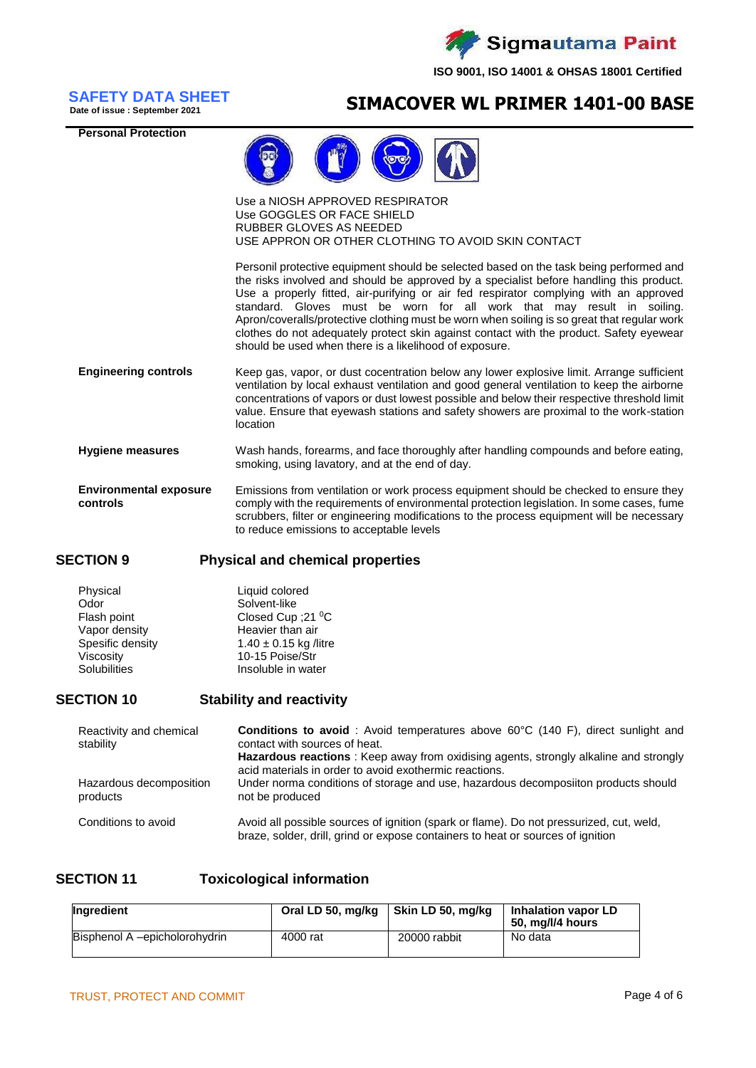**Personal Protection**

Use a NIOSH APPROVED RESPIRATOR
Use GOGGLES OR FACE SHIELD
RUBBER GLOVES AS NEEDED
USE APPRON OR OTHER CLOTHING TO AVOID SKIN CONTACT

Personil protective equipment should be selected based on the task being performed and the risks involved and should be approved by a specialist before handling this product. Use a properly fitted, air-purifying or air fed respirator complying with an approved standard. Gloves must be worn for all work that may result in soiling. Apron/coveralls/protective clothing must be worn when soiling is so great that regular work clothes do not adequately protect skin against contact with the product. Safety eyewear should be used when there is a likelihood of exposure.

**Engineering controls**

Keep gas, vapor, or dust cocentration below any lower explosive limit. Arrange sufficient ventilation by local exhaust ventilation and good general ventilation to keep the airborne concentrations of vapors or dust lowest possible and below their respective threshold limit value. Ensure that eyewash stations and safety showers are proximal to the work-station location

**Hygiene measures**

Wash hands, forearms, and face thoroughly after handling compounds and before eating, smoking, using lavatory, and at the end of day.

**Environmental exposure controls**

Emissions from ventilation or work process equipment should be checked to ensure they comply with the requirements of environmental protection legislation. In some cases, fume scrubbers, filter or engineering modifications to the process equipment will be necessary to reduce emissions to acceptable levels

## SECTION 9 Physical and chemical properties

| | |
|---|---|
| Physical | Liquid colored |
| Odor | Solvent-like |
| Flash point | Closed Cup ;21 $^0$C |
| Vapor density | Heavier than air |
| Spesific density | 1.40 ± 0.15 kg /litre |
| Viscosity | 10-15 Poise/Str |
| Solubilities | Insoluble in water |

## SECTION 10 Stability and reactivity

**Reactivity and chemical stability**

**Conditions to avoid** : Avoid temperatures above 60°C (140 F), direct sunlight and contact with sources of heat.
**Hazardous reactions** : Keep away from oxidising agents, strongly alkaline and strongly acid materials in order to avoid exothermic reactions.

**Hazardous decomposition products**

Under norma conditions of storage and use, hazardous decomposiiton products should not be produced

**Conditions to avoid**

Avoid all possible sources of ignition (spark or flame). Do not pressurized, cut, weld, braze, solder, drill, grind or expose containers to heat or sources of ignition

## SECTION 11 Toxicological information

| Ingredient | Oral LD 50, mg/kg | Skin LD 50, mg/kg | Inhalation vapor LD 50, mg/l/4 hours |
|---|---|---|---|
| Bisphenol A –epicholorohydrin | 4000 rat | 20000 rabbit | No data |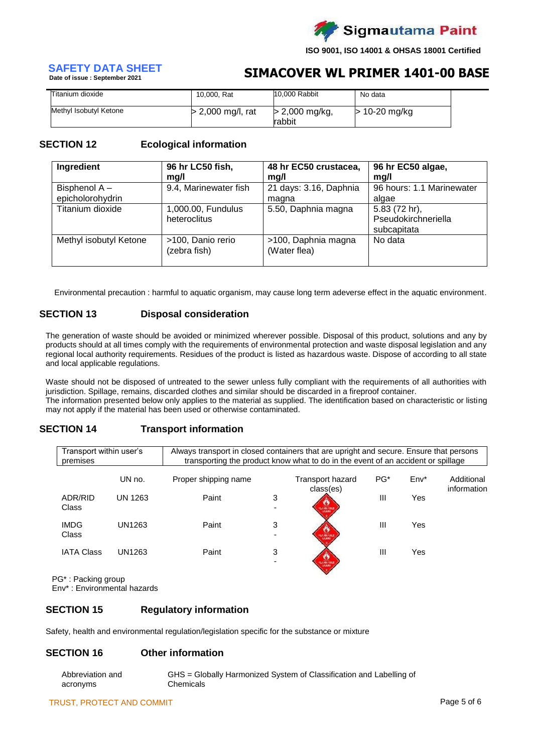| Titanium dioxide | 10,000, Rat | 10,000 Rabbit | No data |
|---|---|---|---|
| Methyl Isobutyl Ketone | > 2,000 mg/l, rat | > 2,000 mg/kg, rabbit | > 10-20 mg/kg |

## SECTION 12 Ecological information

| Ingredient | 96 hr LC50 fish, mg/l | 48 hr EC50 crustacea, mg/l | 96 hr EC50 algae, mg/l |
|---|---|---|---|
| Bisphenol A – epichlorohydrin | 9.4, Marinewater fish | 21 days: 3.16, Daphnia magna | 96 hours: 1.1 Marinewater algae |
| Titanium dioxide | 1,000.00, Fundulus heteroclitus | 5.50, Daphnia magna | 5.83 (72 hr), Pseudokirchneriella subcapitata |
| Methyl isobutyl Ketone | >100, Danio rerio (zebra fish) | >100, Daphnia magna (Water flea) | No data |

Environmental precaution : harmful to aquatic organism, may cause long term adeverse effect in the aquatic environment.

## SECTION 13 Disposal consideration

The generation of waste should be avoided or minimized wherever possible. Disposal of this product, solutions and any by products should at all times comply with the requirements of environmental protection and waste disposal legislation and any regional local authority requirements. Residues of the product is listed as hazardous waste. Dispose of according to all state and local applicable regulations.

Waste should not be disposed of untreated to the sewer unless fully compliant with the requirements of all authorities with jurisdiction. Spillage, remains, discarded clothes and similar should be discarded in a fireproof container.
The information presented below only applies to the material as supplied. The identification based on characteristic or listing may not apply if the material has been used or otherwise contaminated.

## SECTION 14 Transport information

| Transport within user's premises | Always transport in closed containers that are upright and secure. Ensure that persons transporting the product know what to do in the event of an accident or spillage |
|---|---|

| | UN no. | Proper shipping name | Transport hazard class(es) | PG* | Env* | Additional information |
|---|---|---|---|---|---|---|
| ADR/RID Class | UN 1263 | Paint | 3 - | III | Yes | |
| IMDG Class | UN1263 | Paint | 3 - | III | Yes | |
| IATA Class | UN1263 | Paint | 3 - | III | Yes | |

PG* : Packing group
Env* : Environmental hazards

## SECTION 15 Regulatory information

Safety, health and environmental regulation/legislation specific for the substance or mixture

## SECTION 16 Other information

| Abbreviation and acronyms | GHS = Globally Harmonized System of Classification and Labelling of Chemicals |
|---|---|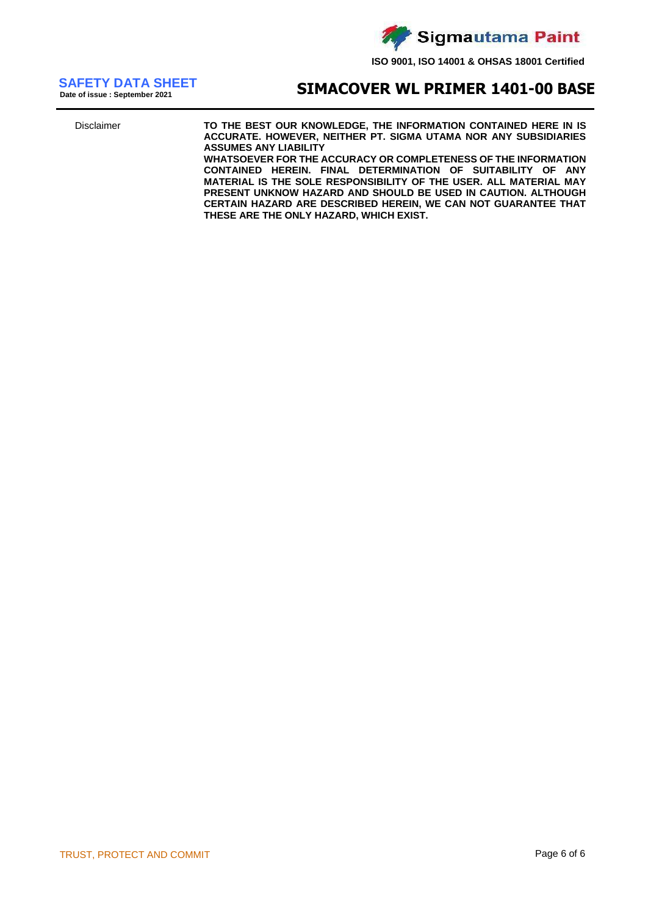| | |
|---|---|
| Disclaimer | **TO THE BEST OUR KNOWLEDGE, THE INFORMATION CONTAINED HERE IN IS ACCURATE. HOWEVER, NEITHER PT. SIGMA UTAMA NOR ANY SUBSIDIARIES ASSUMES ANY LIABILITY WHATSOEVER FOR THE ACCURACY OR COMPLETENESS OF THE INFORMATION CONTAINED HEREIN. FINAL DETERMINATION OF SUITABILITY OF ANY MATERIAL IS THE SOLE RESPONSIBILITY OF THE USER. ALL MATERIAL MAY PRESENT UNKNOW HAZARD AND SHOULD BE USED IN CAUTION. ALTHOUGH CERTAIN HAZARD ARE DESCRIBED HEREIN, WE CAN NOT GUARANTEE THAT THESE ARE THE ONLY HAZARD, WHICH EXIST.** |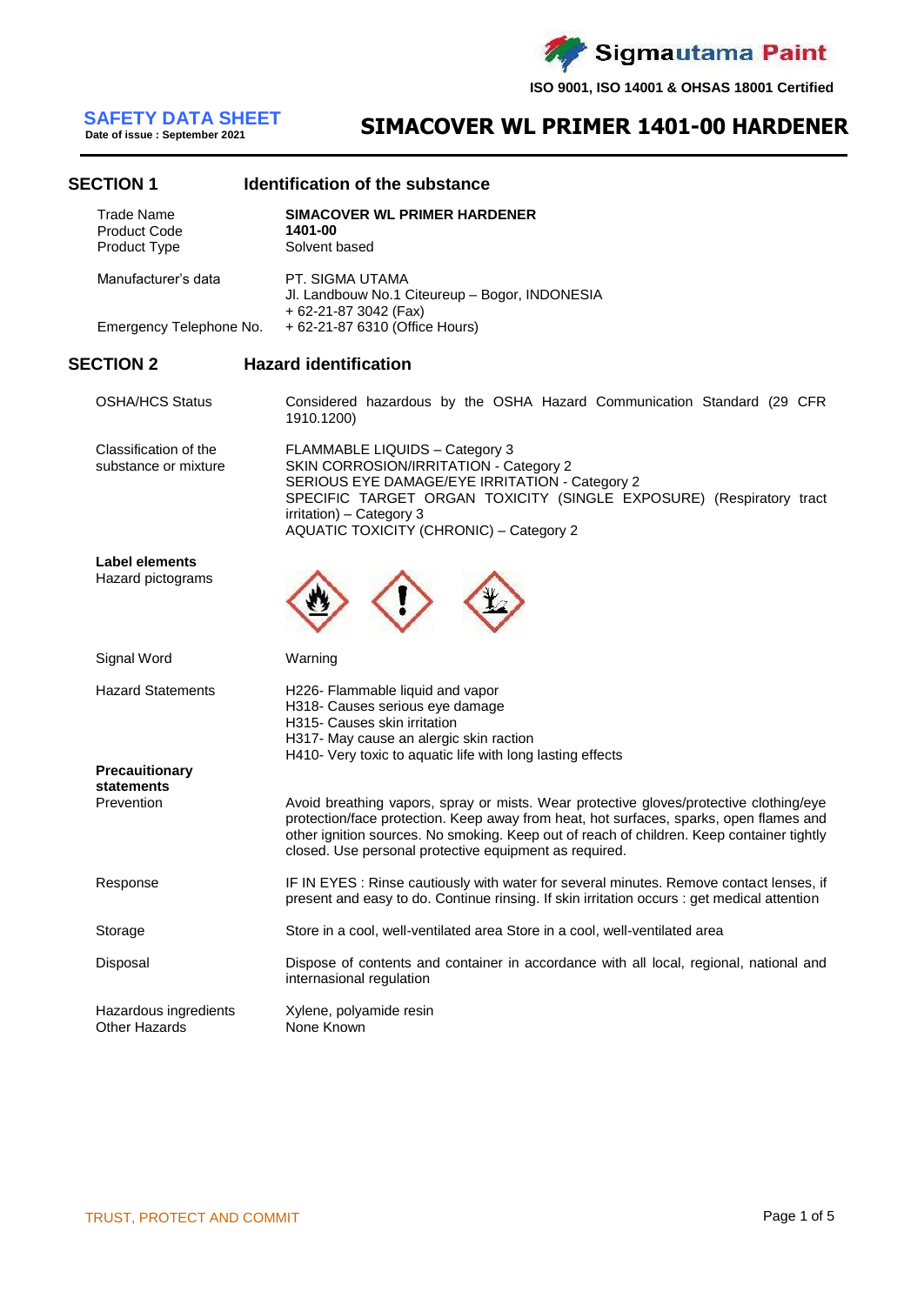Sigmautama Paint

ISO 9001, ISO 14001 & OHSAS 18001 Certified

**SAFETY DATA SHEET**
**Date of issue : September 2021**

# SIMACOVER WL PRIMER 1401-00 HARDENER

## SECTION 1 Identification of the substance

| | |
|---|---|
| Trade Name | **SIMACOVER WL PRIMER HARDENER** |
| Product Code | **1401-00** |
| Product Type | Solvent based |
| Manufacturer's data | PT. SIGMA UTAMA<br>Jl. Landbouw No.1 Citeureup – Bogor, INDONESIA<br>+ 62-21-87 3042 (Fax) |
| Emergency Telephone No. | + 62-21-87 6310 (Office Hours) |

## SECTION 2 Hazard identification

| | |
|---|---|
| OSHA/HCS Status | Considered hazardous by the OSHA Hazard Communication Standard (29 CFR 1910.1200) |
| Classification of the substance or mixture | FLAMMABLE LIQUIDS – Category 3<br>SKIN CORROSION/IRRITATION - Category 2<br>SERIOUS EYE DAMAGE/EYE IRRITATION - Category 2<br>SPECIFIC TARGET ORGAN TOXICITY (SINGLE EXPOSURE) (Respiratory tract irritation) – Category 3<br>AQUATIC TOXICITY (CHRONIC) – Category 2 |

**Label elements**

Hazard pictograms

| | |
|---|---|
| Signal Word | Warning |
| Hazard Statements | H226- Flammable liquid and vapor<br>H318- Causes serious eye damage<br>H315- Causes skin irritation<br>H317- May cause an alergic skin raction<br>H410- Very toxic to aquatic life with long lasting effects |

**Precauitionary statements**

| | |
|---|---|
| Prevention | Avoid breathing vapors, spray or mists. Wear protective gloves/protective clothing/eye protection/face protection. Keep away from heat, hot surfaces, sparks, open flames and other ignition sources. No smoking. Keep out of reach of children. Keep container tightly closed. Use personal protective equipment as required. |
| Response | IF IN EYES : Rinse cautiously with water for several minutes. Remove contact lenses, if present and easy to do. Continue rinsing. If skin irritation occurs : get medical attention |
| Storage | Store in a cool, well-ventilated area Store in a cool, well-ventilated area |
| Disposal | Dispose of contents and container in accordance with all local, regional, national and internasional regulation |
| Hazardous ingredients | Xylene, polyamide resin |
| Other Hazards | None Known |

TRUST, PROTECT AND COMMIT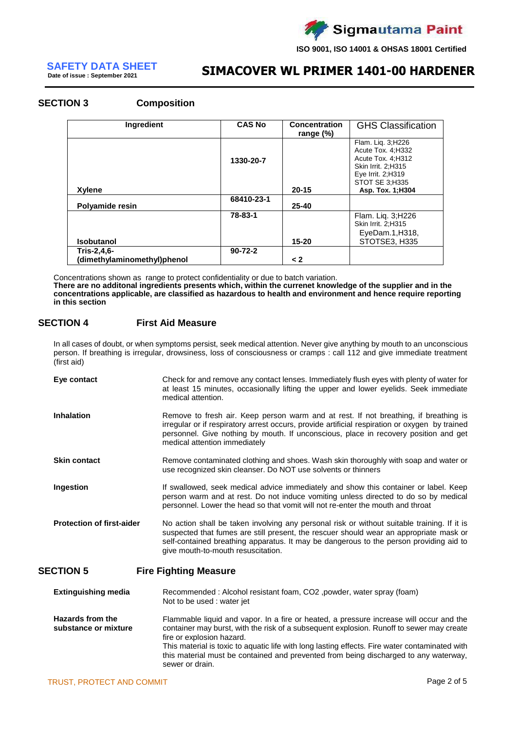## SECTION 3 Composition

| Ingredient | CAS No | Concentration range (%) | GHS Classification |
|---|---|---|---|
| Xylene | 1330-20-7 | 20-15 | Flam. Liq. 3;H226<br>Acute Tox. 4;H332<br>Acute Tox. 4;H312<br>Skin Irrit. 2;H315<br>Eye Irrit. 2;H319<br>STOT SE 3;H335<br>**Asp. Tox. 1;H304** |
| Polyamide resin | 68410-23-1 | 25-40 | |
| Isobutanol | 78-83-1 | 15-20 | Flam. Liq. 3;H226<br>Skin Irrit. 2;H315<br>EyeDam.1,H318,<br>STOTSE3, H335 |
| Tris-2,4,6-(dimethylaminomethyl)phenol | 90-72-2 | < 2 | |

Concentrations shown as range to protect confidentiality or due to batch variation.
**There are no additonal ingredients presents which, within the currenet knowledge of the supplier and in the concentrations applicable, are classified as hazardous to health and environment and hence require reporting in this section**

## SECTION 4 First Aid Measure

In all cases of doubt, or when symptoms persist, seek medical attention. Never give anything by mouth to an unconscious person. If breathing is irregular, drowsiness, loss of consciousness or cramps : call 112 and give immediate treatment (first aid)

**Eye contact**
Check for and remove any contact lenses. Immediately flush eyes with plenty of water for at least 15 minutes, occasionally lifting the upper and lower eyelids. Seek immediate medical attention.

**Inhalation**
Remove to fresh air. Keep person warm and at rest. If not breathing, if breathing is irregular or if respiratory arrest occurs, provide artificial respiration or oxygen by trained personnel. Give nothing by mouth. If unconscious, place in recovery position and get medical attention immediately

**Skin contact**
Remove contaminated clothing and shoes. Wash skin thoroughly with soap and water or use recognized skin cleanser. Do NOT use solvents or thinners

**Ingestion**
If swallowed, seek medical advice immediately and show this container or label. Keep person warm and at rest. Do not induce vomiting unless directed to do so by medical personnel. Lower the head so that vomit will not re-enter the mouth and throat

**Protection of first-aider**
No action shall be taken involving any personal risk or without suitable training. If it is suspected that fumes are still present, the rescuer should wear an appropriate mask or self-contained breathing apparatus. It may be dangerous to the person providing aid to give mouth-to-mouth resuscitation.

## SECTION 5 Fire Fighting Measure

**Extinguishing media**
Recommended : Alcohol resistant foam, CO2 ,powder, water spray (foam)
Not to be used : water jet

**Hazards from the substance or mixture**
Flammable liquid and vapor. In a fire or heated, a pressure increase will occur and the container may burst, with the risk of a subsequent explosion. Runoff to sewer may create fire or explosion hazard.
This material is toxic to aquatic life with long lasting effects. Fire water contaminated with this material must be contained and prevented from being discharged to any waterway, sewer or drain.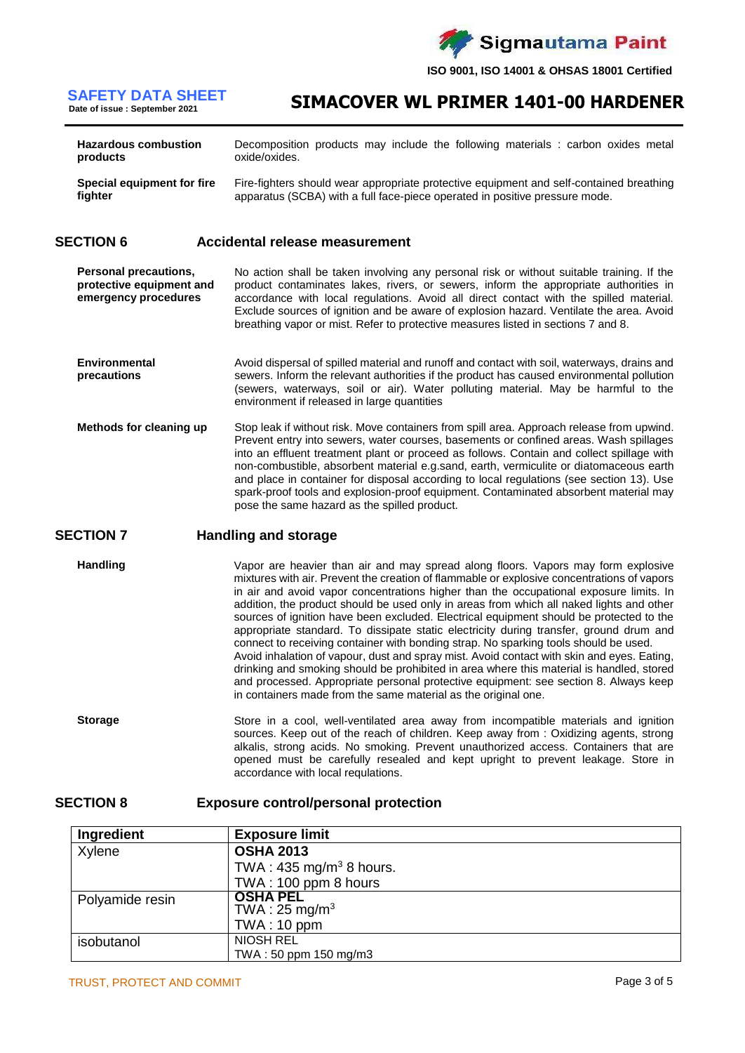| | |
|---|---|
| **Hazardous combustion products** | Decomposition products may include the following materials : carbon oxides metal oxide/oxides. |
| **Special equipment for fire fighter** | Fire-fighters should wear appropriate protective equipment and self-contained breathing apparatus (SCBA) with a full face-piece operated in positive pressure mode. |

## SECTION 6 Accidental release measurement

**Personal precautions, protective equipment and emergency procedures**

No action shall be taken involving any personal risk or without suitable training. If the product contaminates lakes, rivers, or sewers, inform the appropriate authorities in accordance with local regulations. Avoid all direct contact with the spilled material. Exclude sources of ignition and be aware of explosion hazard. Ventilate the area. Avoid breathing vapor or mist. Refer to protective measures listed in sections 7 and 8.

**Environmental precautions**

Avoid dispersal of spilled material and runoff and contact with soil, waterways, drains and sewers. Inform the relevant authorities if the product has caused environmental pollution (sewers, waterways, soil or air). Water polluting material. May be harmful to the environment if released in large quantities

**Methods for cleaning up**

Stop leak if without risk. Move containers from spill area. Approach release from upwind. Prevent entry into sewers, water courses, basements or confined areas. Wash spillages into an effluent treatment plant or proceed as follows. Contain and collect spillage with non-combustible, absorbent material e.g.sand, earth, vermiculite or diatomaceous earth and place in container for disposal according to local regulations (see section 13). Use spark-proof tools and explosion-proof equipment. Contaminated absorbent material may pose the same hazard as the spilled product.

## SECTION 7 Handling and storage

**Handling**

Vapor are heavier than air and may spread along floors. Vapors may form explosive mixtures with air. Prevent the creation of flammable or explosive concentrations of vapors in air and avoid vapor concentrations higher than the occupational exposure limits. In addition, the product should be used only in areas from which all naked lights and other sources of ignition have been excluded. Electrical equipment should be protected to the appropriate standard. To dissipate static electricity during transfer, ground drum and connect to receiving container with bonding strap. No sparking tools should be used. Avoid inhalation of vapour, dust and spray mist. Avoid contact with skin and eyes. Eating, drinking and smoking should be prohibited in area where this material is handled, stored and processed. Appropriate personal protective equipment: see section 8. Always keep in containers made from the same material as the original one.

**Storage**

Store in a cool, well-ventilated area away from incompatible materials and ignition sources. Keep out of the reach of children. Keep away from : Oxidizing agents, strong alkalis, strong acids. No smoking. Prevent unauthorized access. Containers that are opened must be carefully resealed and kept upright to prevent leakage. Store in accordance with local requlations.

## SECTION 8 Exposure control/personal protection

| Ingredient | Exposure limit |
|---|---|
| Xylene | **OSHA 2013**<br>TWA : 435 mg/m$^3$ 8 hours.<br>TWA : 100 ppm 8 hours |
| Polyamide resin | **OSHA PEL**<br>TWA : 25 mg/m$^3$<br>TWA : 10 ppm |
| isobutanol | NIOSH REL<br>TWA : 50 ppm 150 mg/m3 |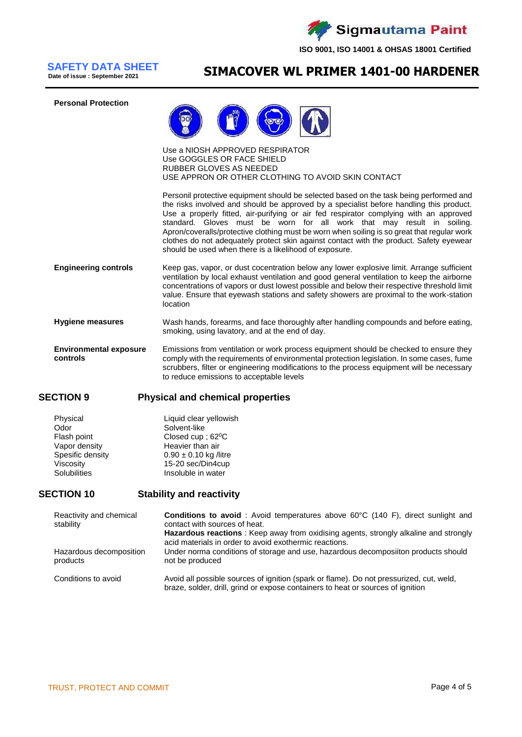| | |
|---|---|
| **Personal Protection** | Use a NIOSH APPROVED RESPIRATOR<br>Use GOGGLES OR FACE SHIELD<br>RUBBER GLOVES AS NEEDED<br>USE APPRON OR OTHER CLOTHING TO AVOID SKIN CONTACT<br><br>Personil protective equipment should be selected based on the task being performed and the risks involved and should be approved by a specialist before handling this product. Use a properly fitted, air-purifying or air fed respirator complying with an approved standard. Gloves must be worn for all work that may result in soiling. Apron/coveralls/protective clothing must be worn when soiling is so great that regular work clothes do not adequately protect skin against contact with the product. Safety eyewear should be used when there is a likelihood of exposure. |
| **Engineering controls** | Keep gas, vapor, or dust cocentration below any lower explosive limit. Arrange sufficient ventilation by local exhaust ventilation and good general ventilation to keep the airborne concentrations of vapors or dust lowest possible and below their respective threshold limit value. Ensure that eyewash stations and safety showers are proximal to the work-station location |
| **Hygiene measures** | Wash hands, forearms, and face thoroughly after handling compounds and before eating, smoking, using lavatory, and at the end of day. |
| **Environmental exposure controls** | Emissions from ventilation or work process equipment should be checked to ensure they comply with the requirements of environmental protection legislation. In some cases, fume scrubbers, filter or engineering modifications to the process equipment will be necessary to reduce emissions to acceptable levels |

## SECTION 9 Physical and chemical properties

| | |
|---|---|
| Physical | Liquid clear yellowish |
| Odor | Solvent-like |
| Flash point | Closed cup ; 62$^0$C |
| Vapor density | Heavier than air |
| Spesific density | 0.90 ± 0.10 kg /litre |
| Viscosity | 15-20 sec/Din4cup |
| Solubilities | Insoluble in water |

## SECTION 10 Stability and reactivity

| | |
|---|---|
| Reactivity and chemical stability | **Conditions to avoid** : Avoid temperatures above 60°C (140 F), direct sunlight and contact with sources of heat.<br>**Hazardous reactions** : Keep away from oxidising agents, strongly alkaline and strongly acid materials in order to avoid exothermic reactions. |
| Hazardous decomposition products | Under norma conditions of storage and use, hazardous decomposiiton products should not be produced |
| Conditions to avoid | Avoid all possible sources of ignition (spark or flame). Do not pressurized, cut, weld, braze, solder, drill, grind or expose containers to heat or sources of ignition |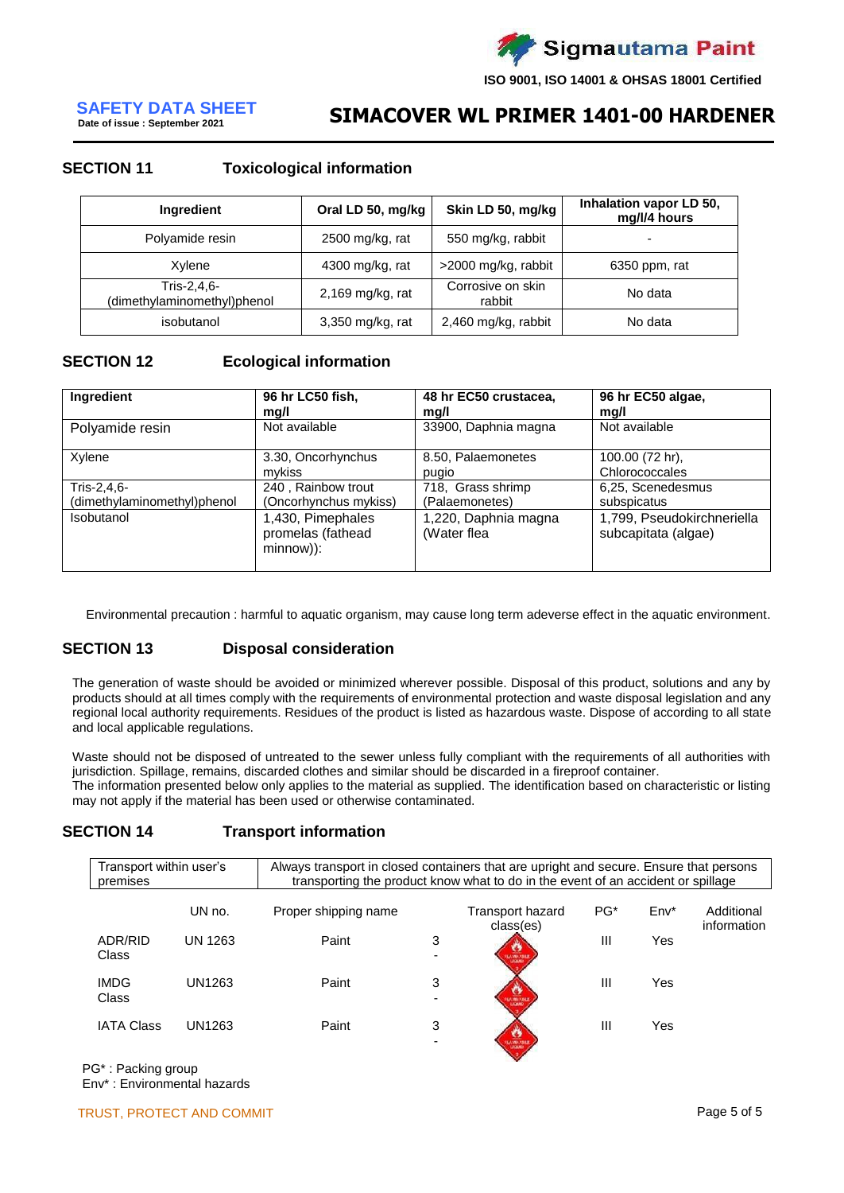## SECTION 11 Toxicological information

| Ingredient | Oral LD 50, mg/kg | Skin LD 50, mg/kg | Inhalation vapor LD 50, mg/l/4 hours |
|---|---|---|---|
| Polyamide resin | 2500 mg/kg, rat | 550 mg/kg, rabbit | - |
| Xylene | 4300 mg/kg, rat | >2000 mg/kg, rabbit | 6350 ppm, rat |
| Tris-2,4,6-(dimethylaminomethyl)phenol | 2,169 mg/kg, rat | Corrosive on skin rabbit | No data |
| isobutanol | 3,350 mg/kg, rat | 2,460 mg/kg, rabbit | No data |

## SECTION 12 Ecological information

| Ingredient | 96 hr LC50 fish, mg/l | 48 hr EC50 crustacea, mg/l | 96 hr EC50 algae, mg/l |
|---|---|---|---|
| Polyamide resin | Not available | 33900, Daphnia magna | Not available |
| Xylene | 3.30, Oncorhynchus mykiss | 8.50, Palaemonetes pugio | 100.00 (72 hr), Chlorococcales |
| Tris-2,4,6-(dimethylaminomethyl)phenol | 240 , Rainbow trout (Oncorhynchus mykiss) | 718, Grass shrimp (Palaemonetes) | 6,25, Scenedesmus subspicatus |
| Isobutanol | 1,430, Pimephales promelas (fathead minnow)): | 1,220, Daphnia magna (Water flea | 1,799, Pseudokirchneriella subcapitata (algae) |

Environmental precaution : harmful to aquatic organism, may cause long term adeverse effect in the aquatic environment.

## SECTION 13 Disposal consideration

The generation of waste should be avoided or minimized wherever possible. Disposal of this product, solutions and any by products should at all times comply with the requirements of environmental protection and waste disposal legislation and any regional local authority requirements. Residues of the product is listed as hazardous waste. Dispose of according to all state and local applicable regulations.

Waste should not be disposed of untreated to the sewer unless fully compliant with the requirements of all authorities with jurisdiction. Spillage, remains, discarded clothes and similar should be discarded in a fireproof container.
The information presented below only applies to the material as supplied. The identification based on characteristic or listing may not apply if the material has been used or otherwise contaminated.

## SECTION 14 Transport information

| Transport within user's premises | Always transport in closed containers that are upright and secure. Ensure that persons transporting the product know what to do in the event of an accident or spillage |
|---|---|

| | UN no. | Proper shipping name | Transport hazard class(es) | PG* | Env* | Additional information |
|---|---|---|---|---|---|---|
| ADR/RID Class | UN 1263 | Paint | 3 - | III | Yes | |
| IMDG Class | UN1263 | Paint | 3 - | III | Yes | |
| IATA Class | UN1263 | Paint | 3 - | III | Yes | |

PG* : Packing group
Env* : Environmental hazards

TRUST, PROTECT AND COMMIT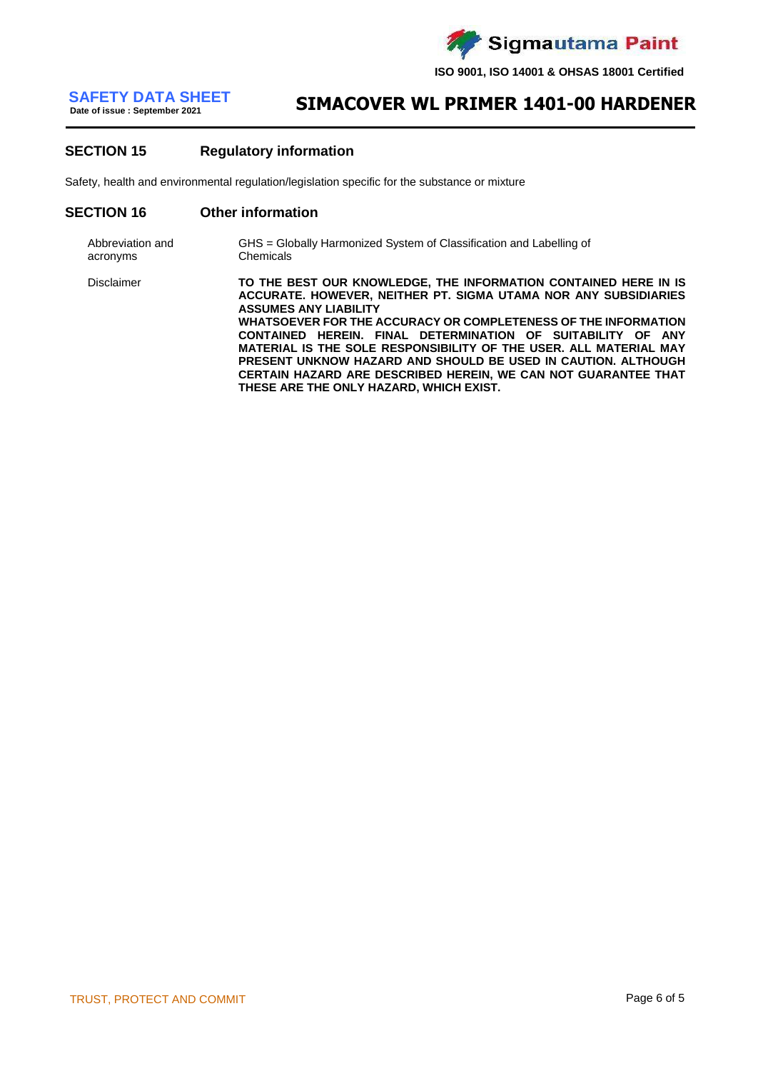## SECTION 15 Regulatory information

Safety, health and environmental regulation/legislation specific for the substance or mixture

## SECTION 16 Other information

| | |
|---|---|
| Abbreviation and acronyms | GHS = Globally Harmonized System of Classification and Labelling of Chemicals |
| Disclaimer | **TO THE BEST OUR KNOWLEDGE, THE INFORMATION CONTAINED HERE IN IS ACCURATE. HOWEVER, NEITHER PT. SIGMA UTAMA NOR ANY SUBSIDIARIES ASSUMES ANY LIABILITY WHATSOEVER FOR THE ACCURACY OR COMPLETENESS OF THE INFORMATION CONTAINED HEREIN. FINAL DETERMINATION OF SUITABILITY OF ANY MATERIAL IS THE SOLE RESPONSIBILITY OF THE USER. ALL MATERIAL MAY PRESENT UNKNOW HAZARD AND SHOULD BE USED IN CAUTION. ALTHOUGH CERTAIN HAZARD ARE DESCRIBED HEREIN, WE CAN NOT GUARANTEE THAT THESE ARE THE ONLY HAZARD, WHICH EXIST.** |